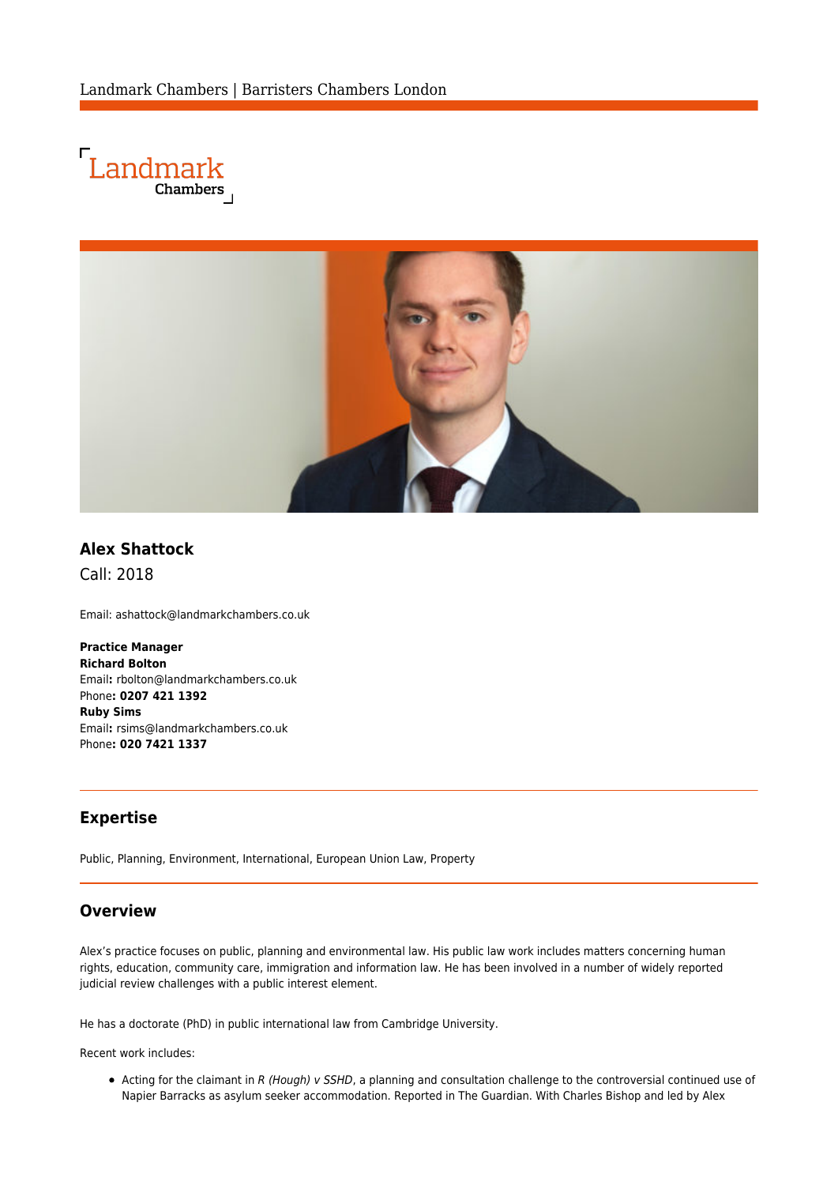# Alex Shattock

Call: 2018

Email: ashattock@landmarkchambers.co.uk

**Practice Manager**
**Richard Bolton**
Email**:** rbolton@landmarkchambers.co.uk
Phone**: 0207 421 1392**
**Ruby Sims**
Email**:** rsims@landmarkchambers.co.uk
Phone**: 020 7421 1337**

## Expertise

Public, Planning, Environment, International, European Union Law, Property

## Overview

Alex's practice focuses on public, planning and environmental law. His public law work includes matters concerning human rights, education, community care, immigration and information law. He has been involved in a number of widely reported judicial review challenges with a public interest element.

He has a doctorate (PhD) in public international law from Cambridge University.

Recent work includes:

- Acting for the claimant in *R (Hough) v SSHD*, a planning and consultation challenge to the controversial continued use of Napier Barracks as asylum seeker accommodation. Reported in The Guardian. With Charles Bishop and led by Alex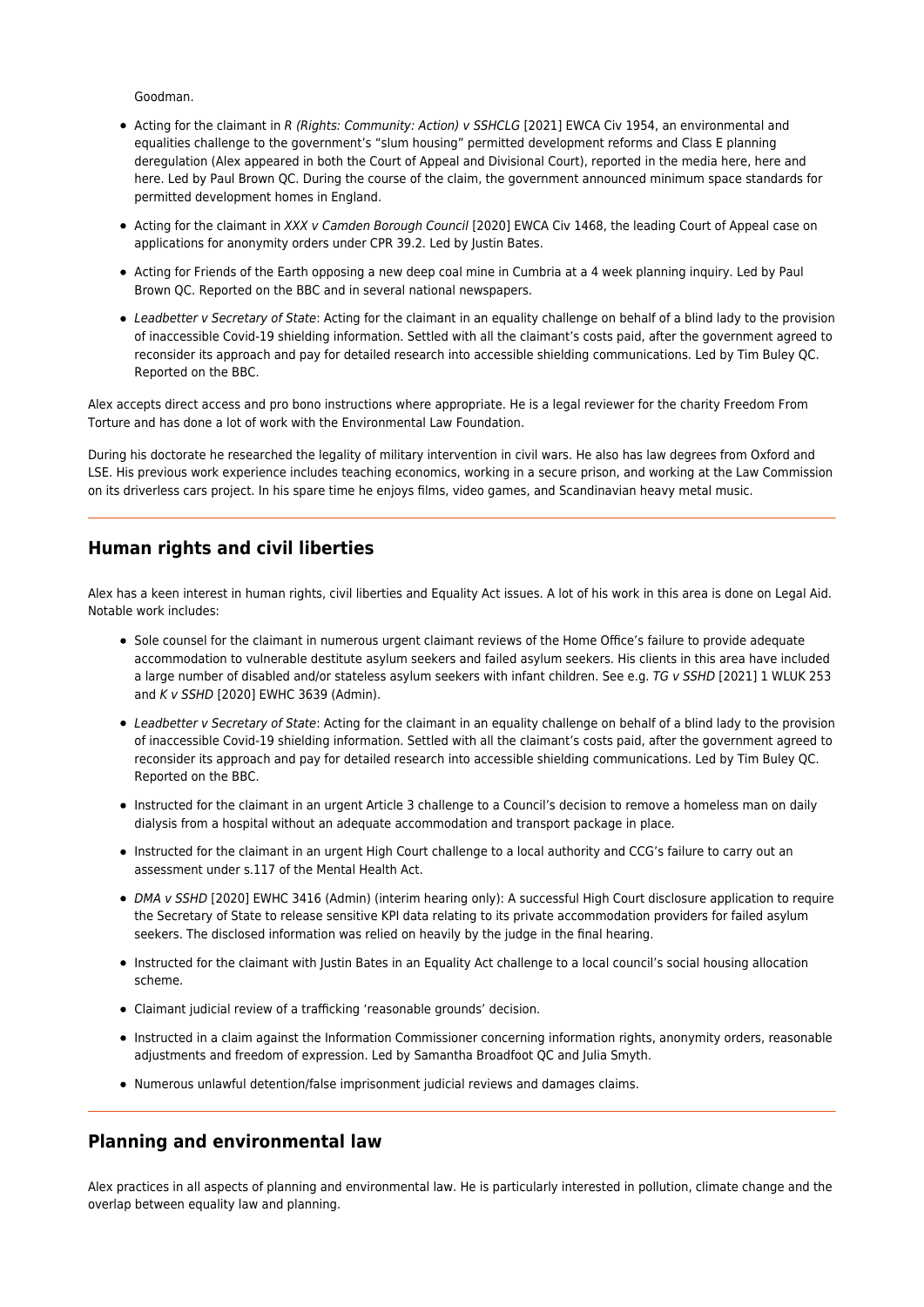Goodman.

- Acting for the claimant in *R (Rights: Community: Action) v SSHCLG* [2021] EWCA Civ 1954, an environmental and equalities challenge to the government's "slum housing" permitted development reforms and Class E planning deregulation (Alex appeared in both the Court of Appeal and Divisional Court), reported in the media here, here and here. Led by Paul Brown QC. During the course of the claim, the government announced minimum space standards for permitted development homes in England.
- Acting for the claimant in *XXX v Camden Borough Council* [2020] EWCA Civ 1468, the leading Court of Appeal case on applications for anonymity orders under CPR 39.2. Led by Justin Bates.
- Acting for Friends of the Earth opposing a new deep coal mine in Cumbria at a 4 week planning inquiry. Led by Paul Brown QC. Reported on the BBC and in several national newspapers.
- *Leadbetter v Secretary of State*: Acting for the claimant in an equality challenge on behalf of a blind lady to the provision of inaccessible Covid-19 shielding information. Settled with all the claimant's costs paid, after the government agreed to reconsider its approach and pay for detailed research into accessible shielding communications. Led by Tim Buley QC. Reported on the BBC.

Alex accepts direct access and pro bono instructions where appropriate. He is a legal reviewer for the charity Freedom From Torture and has done a lot of work with the Environmental Law Foundation.

During his doctorate he researched the legality of military intervention in civil wars. He also has law degrees from Oxford and LSE. His previous work experience includes teaching economics, working in a secure prison, and working at the Law Commission on its driverless cars project. In his spare time he enjoys films, video games, and Scandinavian heavy metal music.

## Human rights and civil liberties

Alex has a keen interest in human rights, civil liberties and Equality Act issues. A lot of his work in this area is done on Legal Aid. Notable work includes:

- Sole counsel for the claimant in numerous urgent claimant reviews of the Home Office's failure to provide adequate accommodation to vulnerable destitute asylum seekers and failed asylum seekers. His clients in this area have included a large number of disabled and/or stateless asylum seekers with infant children. See e.g. *TG v SSHD* [2021] 1 WLUK 253 and *K v SSHD* [2020] EWHC 3639 (Admin).
- *Leadbetter v Secretary of State*: Acting for the claimant in an equality challenge on behalf of a blind lady to the provision of inaccessible Covid-19 shielding information. Settled with all the claimant's costs paid, after the government agreed to reconsider its approach and pay for detailed research into accessible shielding communications. Led by Tim Buley QC. Reported on the BBC.
- Instructed for the claimant in an urgent Article 3 challenge to a Council's decision to remove a homeless man on daily dialysis from a hospital without an adequate accommodation and transport package in place.
- Instructed for the claimant in an urgent High Court challenge to a local authority and CCG's failure to carry out an assessment under s.117 of the Mental Health Act.
- *DMA v SSHD* [2020] EWHC 3416 (Admin) (interim hearing only): A successful High Court disclosure application to require the Secretary of State to release sensitive KPI data relating to its private accommodation providers for failed asylum seekers. The disclosed information was relied on heavily by the judge in the final hearing.
- Instructed for the claimant with Justin Bates in an Equality Act challenge to a local council's social housing allocation scheme.
- Claimant judicial review of a trafficking 'reasonable grounds' decision.
- Instructed in a claim against the Information Commissioner concerning information rights, anonymity orders, reasonable adjustments and freedom of expression. Led by Samantha Broadfoot QC and Julia Smyth.
- Numerous unlawful detention/false imprisonment judicial reviews and damages claims.

## Planning and environmental law

Alex practices in all aspects of planning and environmental law. He is particularly interested in pollution, climate change and the overlap between equality law and planning.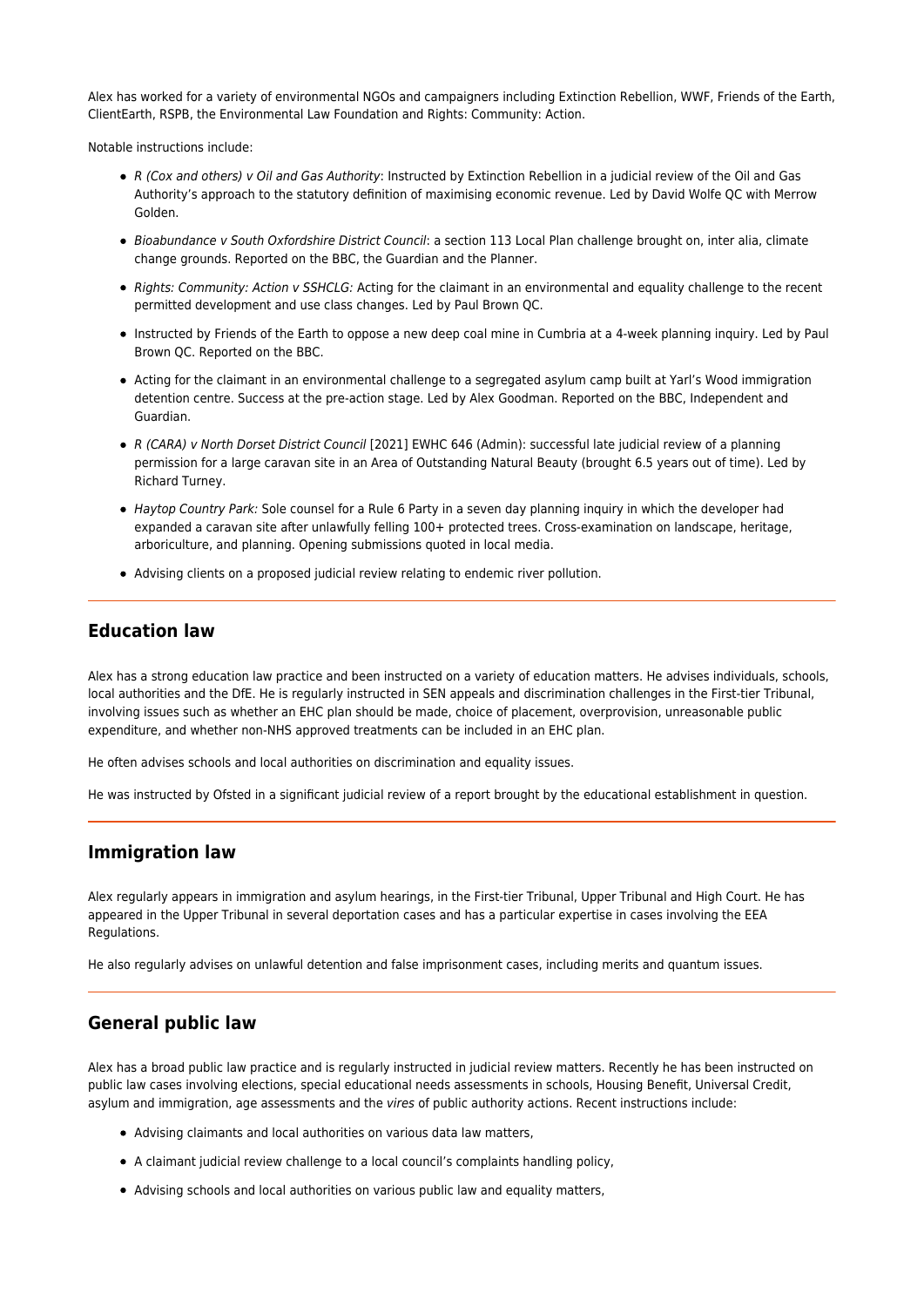Alex has worked for a variety of environmental NGOs and campaigners including Extinction Rebellion, WWF, Friends of the Earth, ClientEarth, RSPB, the Environmental Law Foundation and Rights: Community: Action.

Notable instructions include:

- *R (Cox and others) v Oil and Gas Authority*: Instructed by Extinction Rebellion in a judicial review of the Oil and Gas Authority's approach to the statutory definition of maximising economic revenue. Led by David Wolfe QC with Merrow Golden.
- *Bioabundance v South Oxfordshire District Council*: a section 113 Local Plan challenge brought on, inter alia, climate change grounds. Reported on the BBC, the Guardian and the Planner.
- *Rights: Community: Action v SSHCLG:* Acting for the claimant in an environmental and equality challenge to the recent permitted development and use class changes. Led by Paul Brown QC.
- Instructed by Friends of the Earth to oppose a new deep coal mine in Cumbria at a 4-week planning inquiry. Led by Paul Brown QC. Reported on the BBC.
- Acting for the claimant in an environmental challenge to a segregated asylum camp built at Yarl's Wood immigration detention centre. Success at the pre-action stage. Led by Alex Goodman. Reported on the BBC, Independent and Guardian.
- *R (CARA) v North Dorset District Council* [2021] EWHC 646 (Admin): successful late judicial review of a planning permission for a large caravan site in an Area of Outstanding Natural Beauty (brought 6.5 years out of time). Led by Richard Turney.
- *Haytop Country Park:* Sole counsel for a Rule 6 Party in a seven day planning inquiry in which the developer had expanded a caravan site after unlawfully felling 100+ protected trees. Cross-examination on landscape, heritage, arboriculture, and planning. Opening submissions quoted in local media.
- Advising clients on a proposed judicial review relating to endemic river pollution.

---

## Education law

Alex has a strong education law practice and been instructed on a variety of education matters. He advises individuals, schools, local authorities and the DfE. He is regularly instructed in SEN appeals and discrimination challenges in the First-tier Tribunal, involving issues such as whether an EHC plan should be made, choice of placement, overprovision, unreasonable public expenditure, and whether non-NHS approved treatments can be included in an EHC plan.

He often advises schools and local authorities on discrimination and equality issues.

He was instructed by Ofsted in a significant judicial review of a report brought by the educational establishment in question.

---

## Immigration law

Alex regularly appears in immigration and asylum hearings, in the First-tier Tribunal, Upper Tribunal and High Court. He has appeared in the Upper Tribunal in several deportation cases and has a particular expertise in cases involving the EEA Regulations.

He also regularly advises on unlawful detention and false imprisonment cases, including merits and quantum issues.

---

## General public law

Alex has a broad public law practice and is regularly instructed in judicial review matters. Recently he has been instructed on public law cases involving elections, special educational needs assessments in schools, Housing Benefit, Universal Credit, asylum and immigration, age assessments and the *vires* of public authority actions. Recent instructions include:

- Advising claimants and local authorities on various data law matters,
- A claimant judicial review challenge to a local council's complaints handling policy,
- Advising schools and local authorities on various public law and equality matters,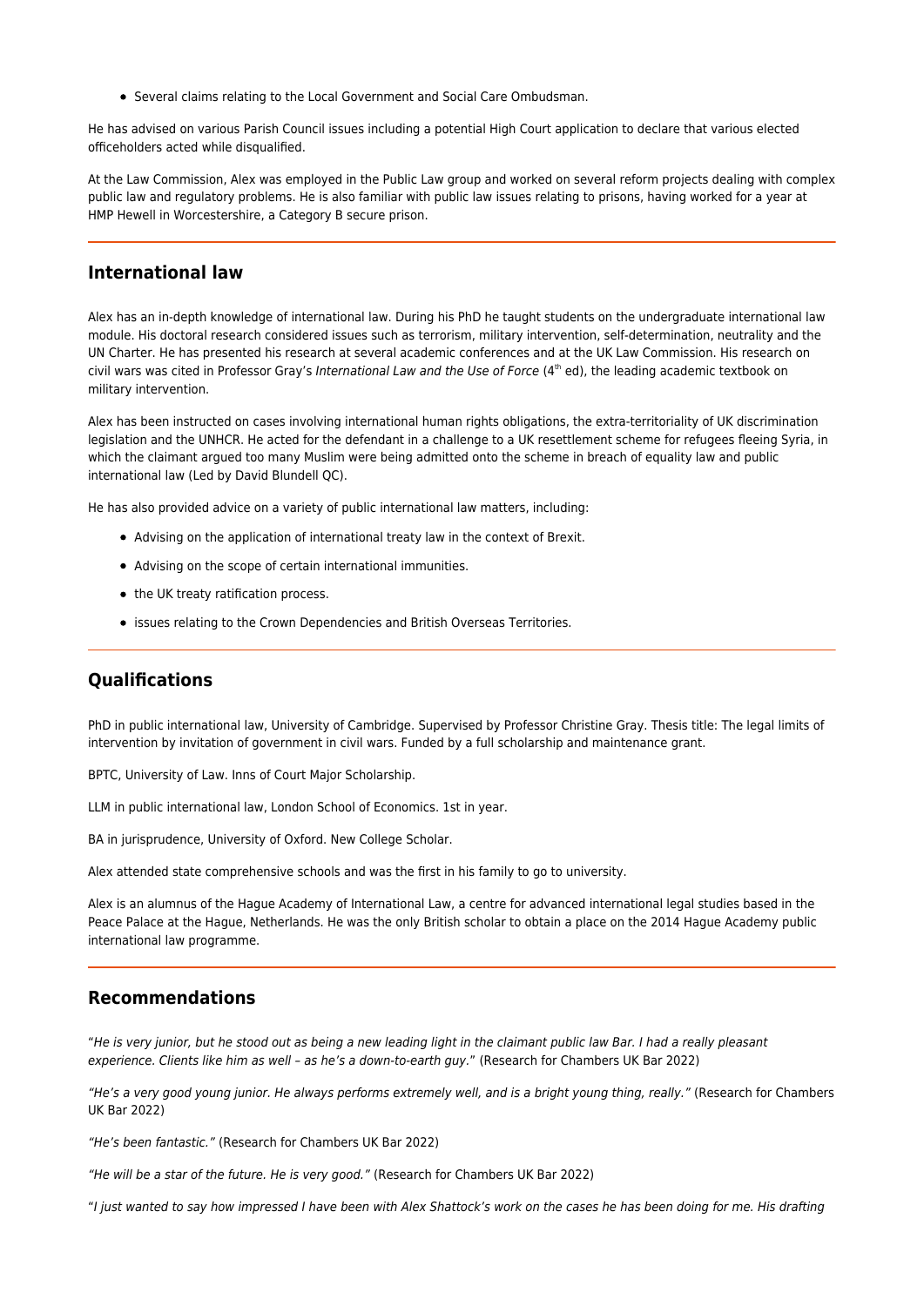- Several claims relating to the Local Government and Social Care Ombudsman.

He has advised on various Parish Council issues including a potential High Court application to declare that various elected officeholders acted while disqualified.

At the Law Commission, Alex was employed in the Public Law group and worked on several reform projects dealing with complex public law and regulatory problems. He is also familiar with public law issues relating to prisons, having worked for a year at HMP Hewell in Worcestershire, a Category B secure prison.

## International law

Alex has an in-depth knowledge of international law. During his PhD he taught students on the undergraduate international law module. His doctoral research considered issues such as terrorism, military intervention, self-determination, neutrality and the UN Charter. He has presented his research at several academic conferences and at the UK Law Commission. His research on civil wars was cited in Professor Gray's *International Law and the Use of Force* (4th ed), the leading academic textbook on military intervention.

Alex has been instructed on cases involving international human rights obligations, the extra-territoriality of UK discrimination legislation and the UNHCR. He acted for the defendant in a challenge to a UK resettlement scheme for refugees fleeing Syria, in which the claimant argued too many Muslim were being admitted onto the scheme in breach of equality law and public international law (Led by David Blundell QC).

He has also provided advice on a variety of public international law matters, including:

- Advising on the application of international treaty law in the context of Brexit.
- Advising on the scope of certain international immunities.
- the UK treaty ratification process.
- issues relating to the Crown Dependencies and British Overseas Territories.

## Qualifications

PhD in public international law, University of Cambridge. Supervised by Professor Christine Gray. Thesis title: The legal limits of intervention by invitation of government in civil wars. Funded by a full scholarship and maintenance grant.

BPTC, University of Law. Inns of Court Major Scholarship.

LLM in public international law, London School of Economics. 1st in year.

BA in jurisprudence, University of Oxford. New College Scholar.

Alex attended state comprehensive schools and was the first in his family to go to university.

Alex is an alumnus of the Hague Academy of International Law, a centre for advanced international legal studies based in the Peace Palace at the Hague, Netherlands. He was the only British scholar to obtain a place on the 2014 Hague Academy public international law programme.

## Recommendations

"*He is very junior, but he stood out as being a new leading light in the claimant public law Bar. I had a really pleasant experience. Clients like him as well – as he's a down-to-earth guy.*" (Research for Chambers UK Bar 2022)

*"He's a very good young junior. He always performs extremely well, and is a bright young thing, really."* (Research for Chambers UK Bar 2022)

*"He's been fantastic."* (Research for Chambers UK Bar 2022)

*"He will be a star of the future. He is very good."* (Research for Chambers UK Bar 2022)

"*I just wanted to say how impressed I have been with Alex Shattock's work on the cases he has been doing for me. His drafting*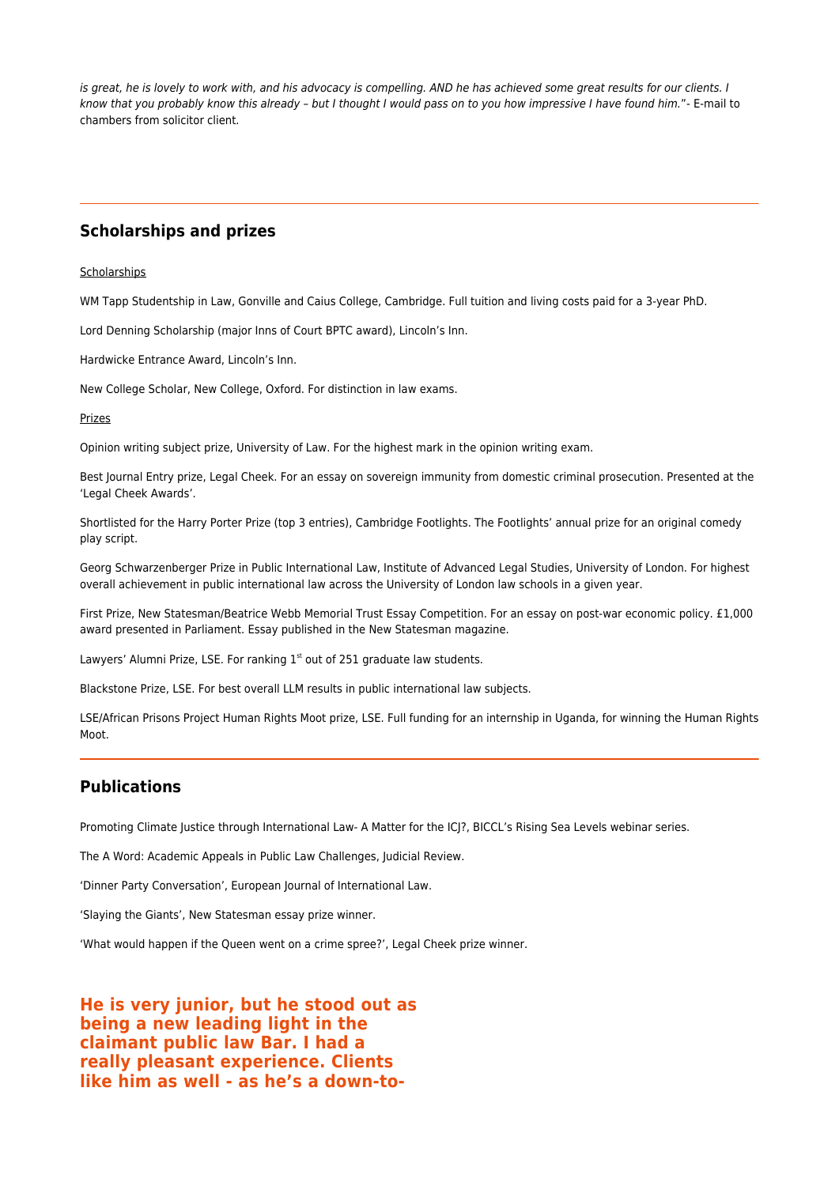*is great, he is lovely to work with, and his advocacy is compelling. AND he has achieved some great results for our clients. I know that you probably know this already – but I thought I would pass on to you how impressive I have found him.*"- E-mail to chambers from solicitor client.

---

## Scholarships and prizes

<u>Scholarships</u>

WM Tapp Studentship in Law, Gonville and Caius College, Cambridge. Full tuition and living costs paid for a 3-year PhD.

Lord Denning Scholarship (major Inns of Court BPTC award), Lincoln's Inn.

Hardwicke Entrance Award, Lincoln's Inn.

New College Scholar, New College, Oxford. For distinction in law exams.

<u>Prizes</u>

Opinion writing subject prize, University of Law. For the highest mark in the opinion writing exam.

Best Journal Entry prize, Legal Cheek. For an essay on sovereign immunity from domestic criminal prosecution. Presented at the 'Legal Cheek Awards'.

Shortlisted for the Harry Porter Prize (top 3 entries), Cambridge Footlights. The Footlights' annual prize for an original comedy play script.

Georg Schwarzenberger Prize in Public International Law, Institute of Advanced Legal Studies, University of London. For highest overall achievement in public international law across the University of London law schools in a given year.

First Prize, New Statesman/Beatrice Webb Memorial Trust Essay Competition. For an essay on post-war economic policy. £1,000 award presented in Parliament. Essay published in the New Statesman magazine.

Lawyers' Alumni Prize, LSE. For ranking 1st out of 251 graduate law students.

Blackstone Prize, LSE. For best overall LLM results in public international law subjects.

LSE/African Prisons Project Human Rights Moot prize, LSE. Full funding for an internship in Uganda, for winning the Human Rights Moot.

---

## Publications

Promoting Climate Justice through International Law- A Matter for the ICJ?, BICCL's Rising Sea Levels webinar series.

The A Word: Academic Appeals in Public Law Challenges, Judicial Review.

'Dinner Party Conversation', European Journal of International Law.

'Slaying the Giants', New Statesman essay prize winner.

'What would happen if the Queen went on a crime spree?', Legal Cheek prize winner.

**He is very junior, but he stood out as being a new leading light in the claimant public law Bar. I had a really pleasant experience. Clients like him as well - as he's a down-to-**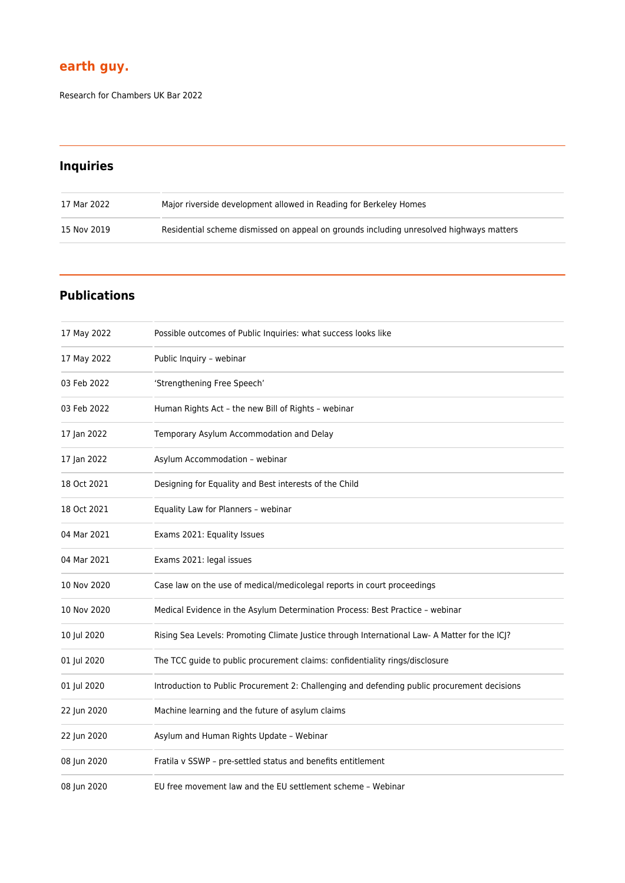**earth guy.**

Research for Chambers UK Bar 2022

## Inquiries

| | |
|---|---|
| 17 Mar 2022 | Major riverside development allowed in Reading for Berkeley Homes |
| 15 Nov 2019 | Residential scheme dismissed on appeal on grounds including unresolved highways matters |

## Publications

| | |
|---|---|
| 17 May 2022 | Possible outcomes of Public Inquiries: what success looks like |
| 17 May 2022 | Public Inquiry – webinar |
| 03 Feb 2022 | 'Strengthening Free Speech' |
| 03 Feb 2022 | Human Rights Act – the new Bill of Rights – webinar |
| 17 Jan 2022 | Temporary Asylum Accommodation and Delay |
| 17 Jan 2022 | Asylum Accommodation – webinar |
| 18 Oct 2021 | Designing for Equality and Best interests of the Child |
| 18 Oct 2021 | Equality Law for Planners – webinar |
| 04 Mar 2021 | Exams 2021: Equality Issues |
| 04 Mar 2021 | Exams 2021: legal issues |
| 10 Nov 2020 | Case law on the use of medical/medicolegal reports in court proceedings |
| 10 Nov 2020 | Medical Evidence in the Asylum Determination Process: Best Practice – webinar |
| 10 Jul 2020 | Rising Sea Levels: Promoting Climate Justice through International Law- A Matter for the ICJ? |
| 01 Jul 2020 | The TCC guide to public procurement claims: confidentiality rings/disclosure |
| 01 Jul 2020 | Introduction to Public Procurement 2: Challenging and defending public procurement decisions |
| 22 Jun 2020 | Machine learning and the future of asylum claims |
| 22 Jun 2020 | Asylum and Human Rights Update – Webinar |
| 08 Jun 2020 | Fratila v SSWP – pre-settled status and benefits entitlement |
| 08 Jun 2020 | EU free movement law and the EU settlement scheme – Webinar |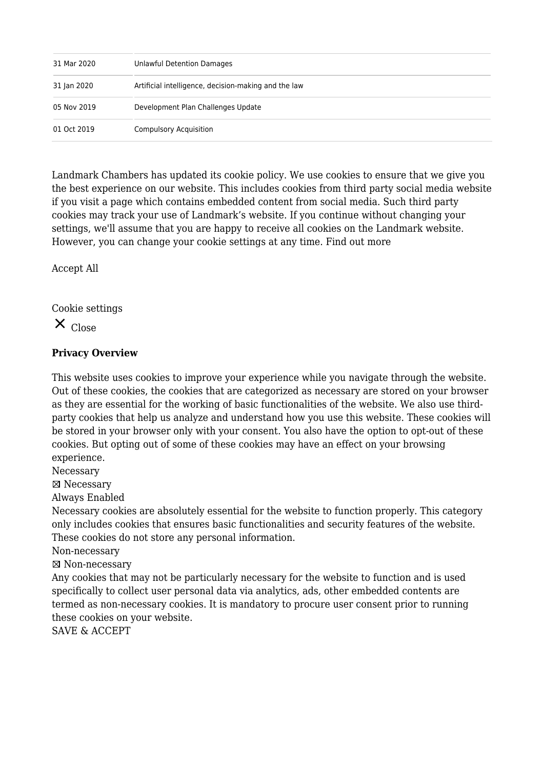| | |
|---|---|
| 31 Mar 2020 | Unlawful Detention Damages |
| 31 Jan 2020 | Artificial intelligence, decision-making and the law |
| 05 Nov 2019 | Development Plan Challenges Update |
| 01 Oct 2019 | Compulsory Acquisition |

Landmark Chambers has updated its cookie policy. We use cookies to ensure that we give you the best experience on our website. This includes cookies from third party social media website if you visit a page which contains embedded content from social media. Such third party cookies may track your use of Landmark's website. If you continue without changing your settings, we'll assume that you are happy to receive all cookies on the Landmark website. However, you can change your cookie settings at any time. Find out more

Accept All

Cookie settings

× Close

**Privacy Overview**

This website uses cookies to improve your experience while you navigate through the website. Out of these cookies, the cookies that are categorized as necessary are stored on your browser as they are essential for the working of basic functionalities of the website. We also use third-party cookies that help us analyze and understand how you use this website. These cookies will be stored in your browser only with your consent. You also have the option to opt-out of these cookies. But opting out of some of these cookies may have an effect on your browsing experience.

Necessary

☒ Necessary

Always Enabled

Necessary cookies are absolutely essential for the website to function properly. This category only includes cookies that ensures basic functionalities and security features of the website. These cookies do not store any personal information.

Non-necessary

☒ Non-necessary

Any cookies that may not be particularly necessary for the website to function and is used specifically to collect user personal data via analytics, ads, other embedded contents are termed as non-necessary cookies. It is mandatory to procure user consent prior to running these cookies on your website.

SAVE & ACCEPT